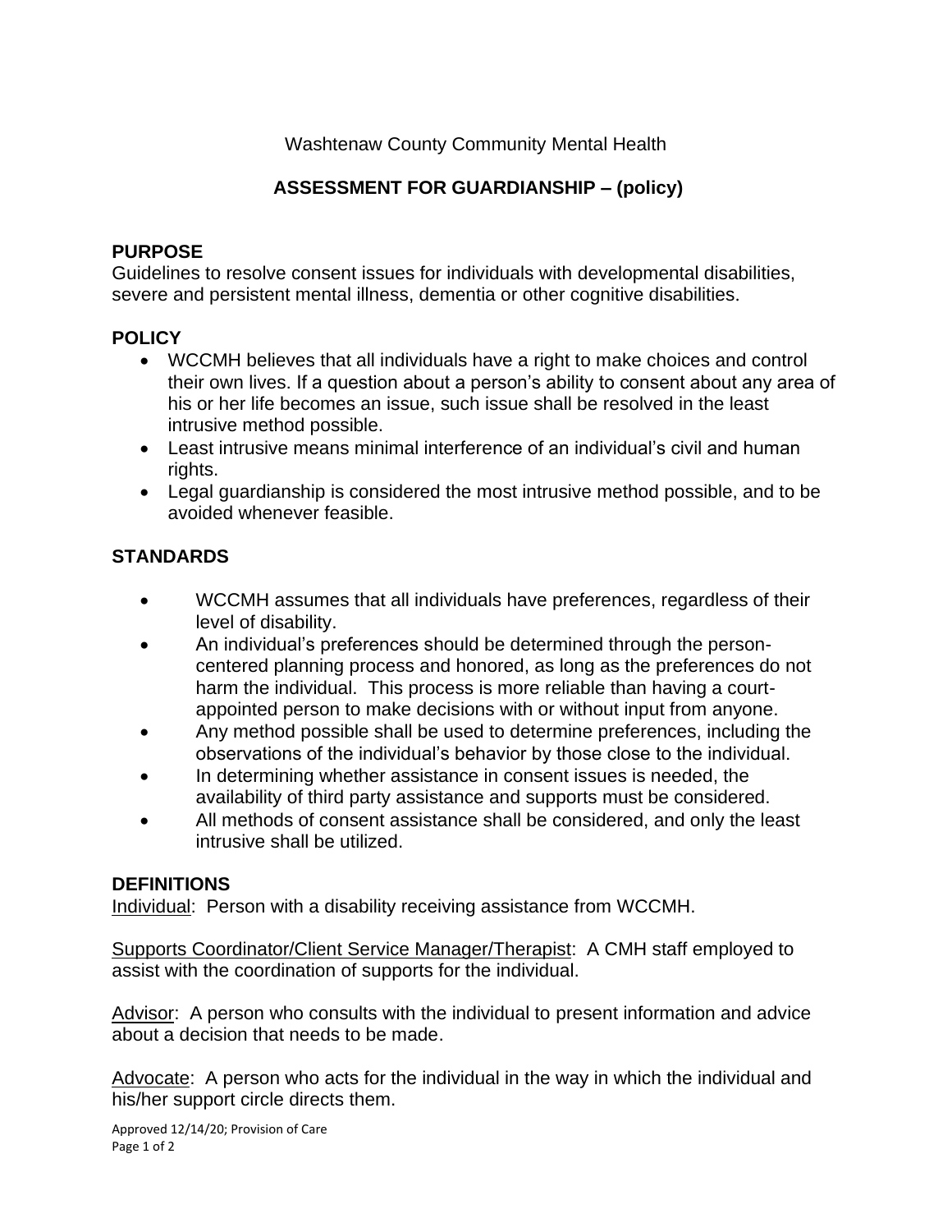Washtenaw County Community Mental Health

# ASSESSMENT FOR GUARDIANSHIP – (policy)

## PURPOSE

Guidelines to resolve consent issues for individuals with developmental disabilities, severe and persistent mental illness, dementia or other cognitive disabilities.

## POLICY

- WCCMH believes that all individuals have a right to make choices and control their own lives. If a question about a person's ability to consent about any area of his or her life becomes an issue, such issue shall be resolved in the least intrusive method possible.
- Least intrusive means minimal interference of an individual's civil and human rights.
- Legal guardianship is considered the most intrusive method possible, and to be avoided whenever feasible.

## STANDARDS

- WCCMH assumes that all individuals have preferences, regardless of their level of disability.
- An individual's preferences should be determined through the person-centered planning process and honored, as long as the preferences do not harm the individual. This process is more reliable than having a court-appointed person to make decisions with or without input from anyone.
- Any method possible shall be used to determine preferences, including the observations of the individual's behavior by those close to the individual.
- In determining whether assistance in consent issues is needed, the availability of third party assistance and supports must be considered.
- All methods of consent assistance shall be considered, and only the least intrusive shall be utilized.

## DEFINITIONS

<u>Individual</u>: Person with a disability receiving assistance from WCCMH.

<u>Supports Coordinator/Client Service Manager/Therapist</u>: A CMH staff employed to assist with the coordination of supports for the individual.

<u>Advisor</u>: A person who consults with the individual to present information and advice about a decision that needs to be made.

<u>Advocate</u>: A person who acts for the individual in the way in which the individual and his/her support circle directs them.

Approved 12/14/20; Provision of Care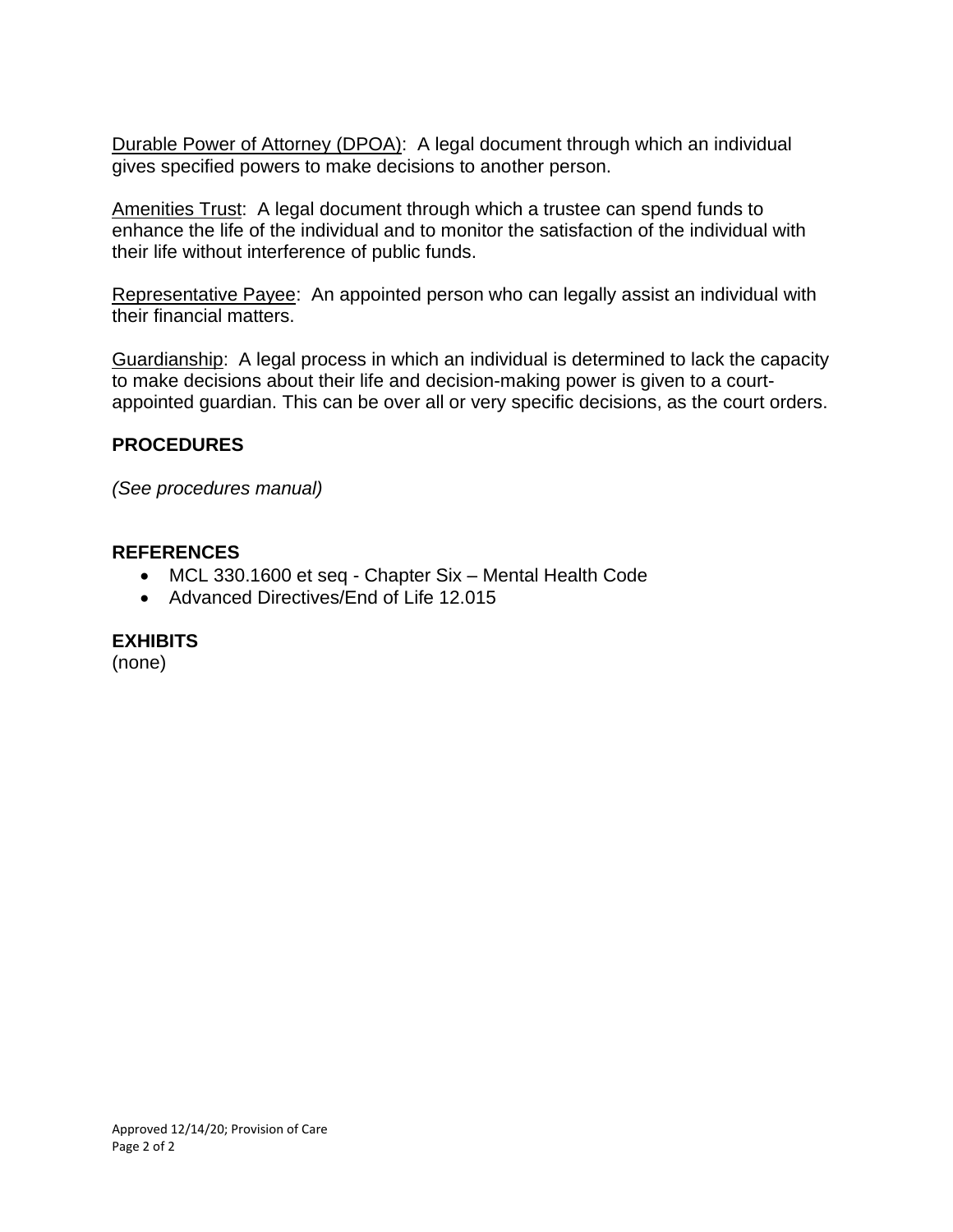Durable Power of Attorney (DPOA): A legal document through which an individual gives specified powers to make decisions to another person.

Amenities Trust: A legal document through which a trustee can spend funds to enhance the life of the individual and to monitor the satisfaction of the individual with their life without interference of public funds.

Representative Payee: An appointed person who can legally assist an individual with their financial matters.

Guardianship: A legal process in which an individual is determined to lack the capacity to make decisions about their life and decision-making power is given to a court-appointed guardian. This can be over all or very specific decisions, as the court orders.

## PROCEDURES

*(See procedures manual)*

## REFERENCES

- MCL 330.1600 et seq - Chapter Six – Mental Health Code
- Advanced Directives/End of Life 12.015

## EXHIBITS

(none)